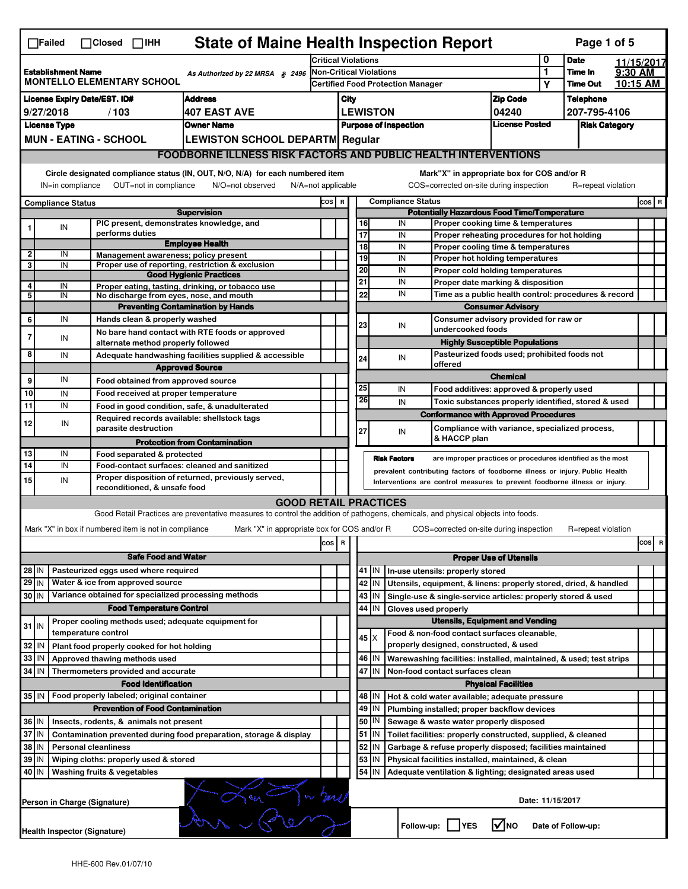☐Failed ☐Closed ☐IHH

# State of Maine Health Inspection Report

| Establishment Name | As Authorized by 22 MRSA § 2496 | Critical Violations | 0 | Date | 11/15/2017 |
|---|---|---|---|---|---|
| MONTELLO ELEMENTARY SCHOOL | | Non-Critical Violations | 1 | Time In | 9:30 AM |
| | | Certified Food Protection Manager | Y | Time Out | 10:15 AM |

| License Expiry Date/EST. ID# | Address | City | Zip Code | Telephone |
|---|---|---|---|---|
| 9/27/2018 / 103 | 407 EAST AVE | LEWISTON | 04240 | 207-795-4106 |

| License Type | Owner Name | Purpose of Inspection | License Posted | Risk Category |
|---|---|---|---|---|
| MUN - EATING - SCHOOL | LEWISTON SCHOOL DEPARTM | Regular | | |

## FOODBORNE ILLNESS RISK FACTORS AND PUBLIC HEALTH INTERVENTIONS

Circle designated compliance status (IN, OUT, N/O, N/A) for each numbered item
IN=in compliance OUT=not in compliance N/O=not observed N/A=not applicable

Mark"X" in appropriate box for COS and/or R
COS=corrected on-site during inspection R=repeat violation

| # | Compliance Status | Item | COS | R |
|---|---|---|---|---|
| | | **Supervision** | | |
| 1 | IN | PIC present, demonstrates knowledge, and performs duties | | |
| | | **Employee Health** | | |
| 2 | IN | Management awareness; policy present | | |
| 3 | IN | Proper use of reporting, restriction & exclusion | | |
| | | **Good Hygienic Practices** | | |
| 4 | IN | Proper eating, tasting, drinking, or tobacco use | | |
| 5 | IN | No discharge from eyes, nose, and mouth | | |
| | | **Preventing Contamination by Hands** | | |
| 6 | IN | Hands clean & properly washed | | |
| 7 | IN | No bare hand contact with RTE foods or approved alternate method properly followed | | |
| 8 | IN | Adequate handwashing facilities supplied & accessible | | |
| | | **Approved Source** | | |
| 9 | IN | Food obtained from approved source | | |
| 10 | IN | Food received at proper temperature | | |
| 11 | IN | Food in good condition, safe, & unadulterated | | |
| 12 | IN | Required records available: shellstock tags parasite destruction | | |
| | | **Protection from Contamination** | | |
| 13 | IN | Food separated & protected | | |
| 14 | IN | Food-contact surfaces: cleaned and sanitized | | |
| 15 | IN | Proper disposition of returned, previously served, reconditioned, & unsafe food | | |
| | | **Potentially Hazardous Food Time/Temperature** | | |
| 16 | IN | Proper cooking time & temperatures | | |
| 17 | IN | Proper reheating procedures for hot holding | | |
| 18 | IN | Proper cooling time & temperatures | | |
| 19 | IN | Proper hot holding temperatures | | |
| 20 | IN | Proper cold holding temperatures | | |
| 21 | IN | Proper date marking & disposition | | |
| 22 | IN | Time as a public health control: procedures & record | | |
| | | **Consumer Advisory** | | |
| 23 | IN | Consumer advisory provided for raw or undercooked foods | | |
| | | **Highly Susceptible Populations** | | |
| 24 | IN | Pasteurized foods used; prohibited foods not offered | | |
| | | **Chemical** | | |
| 25 | IN | Food additives: approved & properly used | | |
| 26 | IN | Toxic substances properly identified, stored & used | | |
| | | **Conformance with Approved Procedures** | | |
| 27 | IN | Compliance with variance, specialized process, & HACCP plan | | |

**Risk Factors** are improper practices or procedures identified as the most prevalent contributing factors of foodborne illness or injury. Public Health Interventions are control measures to prevent foodborne illness or injury.

## GOOD RETAIL PRACTICES

Good Retail Practices are preventative measures to control the addition of pathogens, chemicals, and physical objects into foods.

Mark "X" in box if numbered item is not in compliance Mark "X" in appropriate box for COS and/or R COS=corrected on-site during inspection R=repeat violation

| # | Status | Item | COS | R |
|---|---|---|---|---|
| | | **Safe Food and Water** | | |
| 28 | IN | Pasteurized eggs used where required | | |
| 29 | IN | Water & ice from approved source | | |
| 30 | IN | Variance obtained for specialized processing methods | | |
| | | **Food Temperature Control** | | |
| 31 | IN | Proper cooling methods used; adequate equipment for temperature control | | |
| 32 | IN | Plant food properly cooked for hot holding | | |
| 33 | IN | Approved thawing methods used | | |
| 34 | IN | Thermometers provided and accurate | | |
| | | **Food Identification** | | |
| 35 | IN | Food properly labeled; original container | | |
| | | **Prevention of Food Contamination** | | |
| 36 | IN | Insects, rodents, & animals not present | | |
| 37 | IN | Contamination prevented during food preparation, storage & display | | |
| 38 | IN | Personal cleanliness | | |
| 39 | IN | Wiping cloths: properly used & stored | | |
| 40 | IN | Washing fruits & vegetables | | |
| | | **Proper Use of Utensils** | | |
| 41 | IN | In-use utensils: properly stored | | |
| 42 | IN | Utensils, equipment, & linens: properly stored, dried, & handled | | |
| 43 | IN | Single-use & single-service articles: properly stored & used | | |
| 44 | IN | Gloves used properly | | |
| | | **Utensils, Equipment and Vending** | | |
| 45 | X | Food & non-food contact surfaces cleanable, properly designed, constructed, & used | | |
| 46 | IN | Warewashing facilities: installed, maintained, & used; test strips | | |
| 47 | IN | Non-food contact surfaces clean | | |
| | | **Physical Facilities** | | |
| 48 | IN | Hot & cold water available; adequate pressure | | |
| 49 | IN | Plumbing installed; proper backflow devices | | |
| 50 | IN | Sewage & waste water properly disposed | | |
| 51 | IN | Toilet facilities: properly constructed, supplied, & cleaned | | |
| 52 | IN | Garbage & refuse properly disposed; facilities maintained | | |
| 53 | IN | Physical facilities installed, maintained, & clean | | |
| 54 | IN | Adequate ventilation & lighting; designated areas used | | |

Person in Charge (Signature) Date: 11/15/2017

Health Inspector (Signature) Follow-up: ☐YES ☑NO Date of Follow-up:

HHE-600 Rev.01/07/10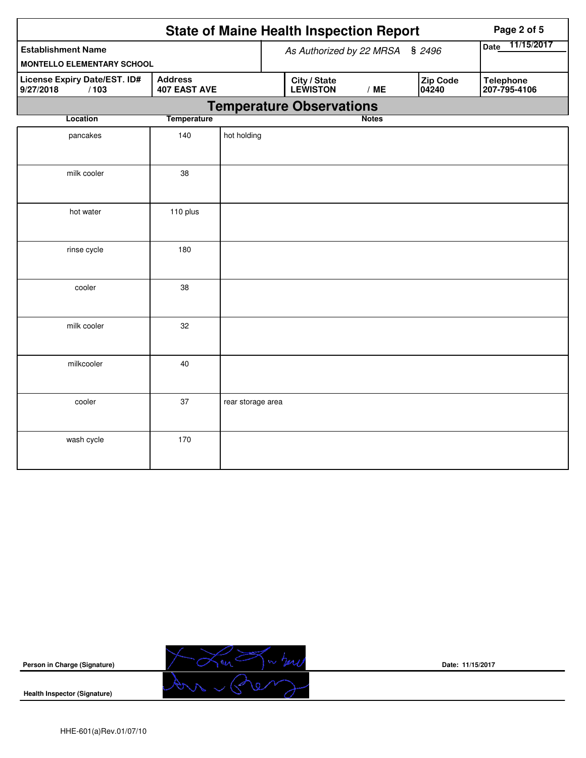# State of Maine Health Inspection Report

| Establishment Name | As Authorized by 22 MRSA § 2496 | Date 11/15/2017 |
|---|---|---|
| MONTELLO ELEMENTARY SCHOOL | | |

| License Expiry Date/EST. ID# | Address | City / State | Zip Code | Telephone |
|---|---|---|---|---|
| 9/27/2018 / 103 | 407 EAST AVE | LEWISTON / ME | 04240 | 207-795-4106 |

## Temperature Observations

| Location | Temperature | Notes |
|---|---|---|
| pancakes | 140 | hot holding |
| milk cooler | 38 | |
| hot water | 110 plus | |
| rinse cycle | 180 | |
| cooler | 38 | |
| milk cooler | 32 | |
| milkcooler | 40 | |
| cooler | 37 | rear storage area |
| wash cycle | 170 | |

**Person in Charge (Signature)**

Date: 11/15/2017

**Health Inspector (Signature)**

HHE-601(a)Rev.01/07/10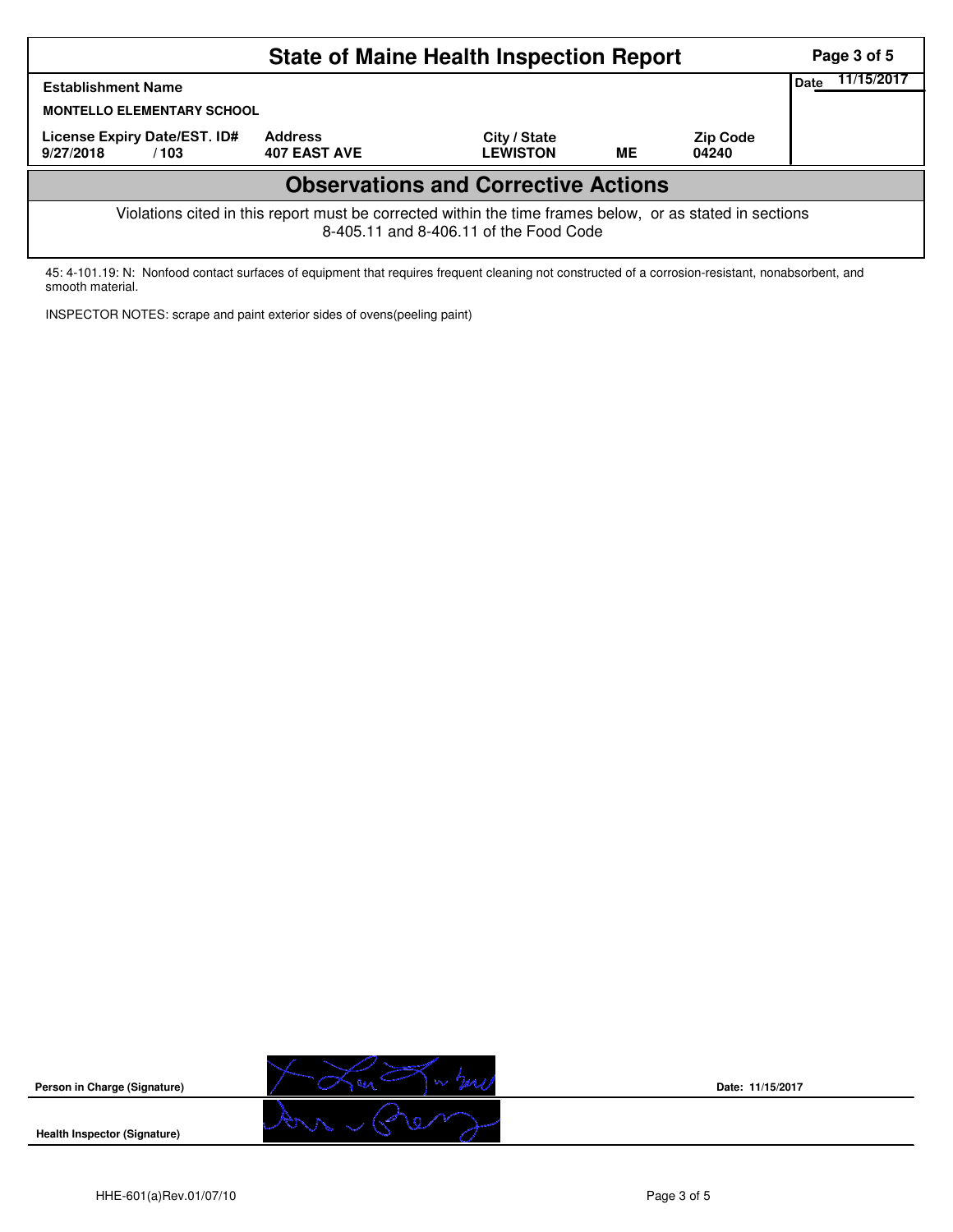# State of Maine Health Inspection Report

| Establishment Name | | | | | Date 11/15/2017 |
|---|---|---|---|---|---|
| MONTELLO ELEMENTARY SCHOOL | | | | | |
| License Expiry Date/EST. ID# | Address | City / State | | Zip Code | |
| 9/27/2018 / 103 | 407 EAST AVE | LEWISTON | ME | 04240 | |

## Observations and Corrective Actions

Violations cited in this report must be corrected within the time frames below, or as stated in sections 8-405.11 and 8-406.11 of the Food Code

45: 4-101.19: N: Nonfood contact surfaces of equipment that requires frequent cleaning not constructed of a corrosion-resistant, nonabsorbent, and smooth material.

INSPECTOR NOTES: scrape and paint exterior sides of ovens(peeling paint)

**Person in Charge (Signature)** Date: 11/15/2017

**Health Inspector (Signature)**

HHE-601(a)Rev.01/07/10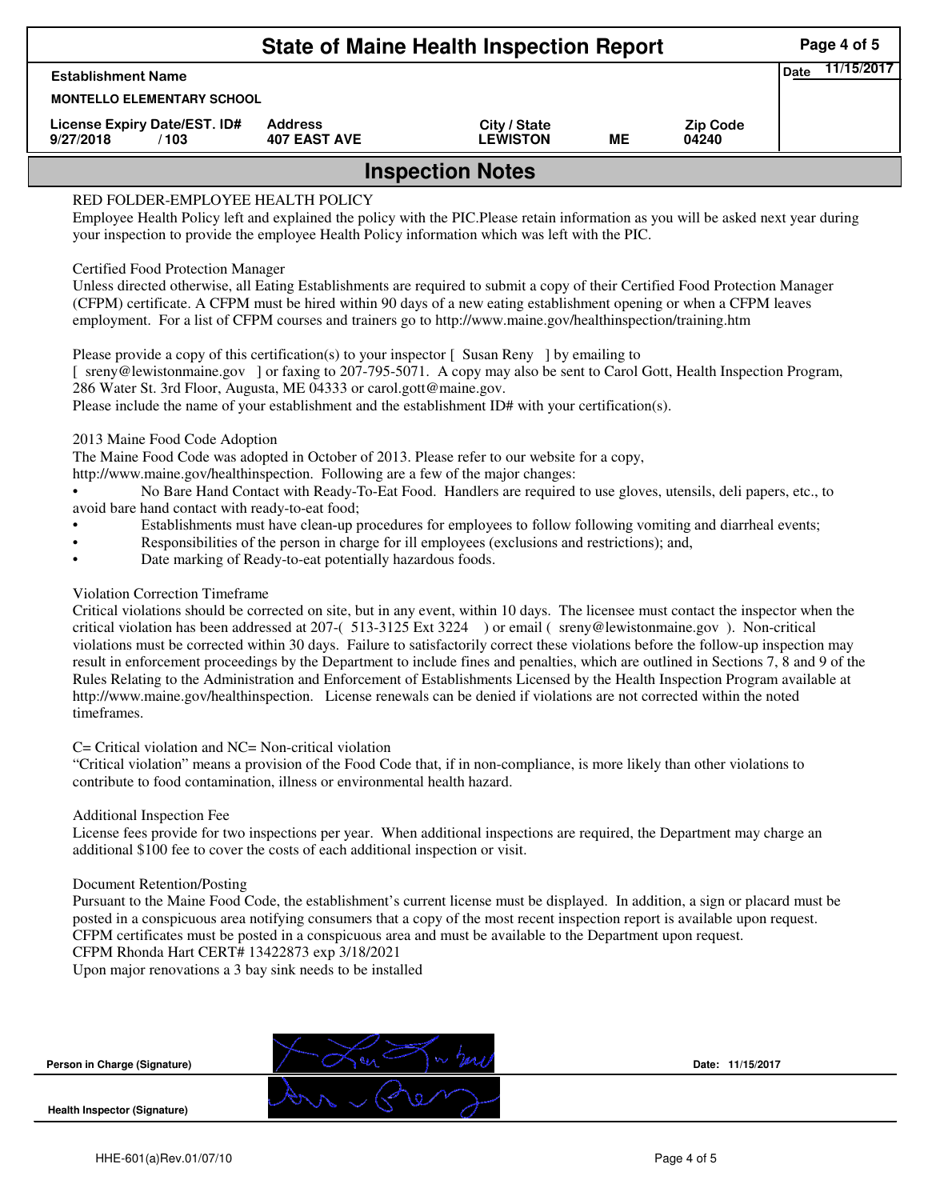# State of Maine Health Inspection Report

| Establishment Name | | | | | Date 11/15/2017 |
|---|---|---|---|---|---|
| MONTELLO ELEMENTARY SCHOOL | | | | | |
| License Expiry Date/EST. ID# | Address | City / State | | Zip Code | |
| 9/27/2018 / 103 | 407 EAST AVE | LEWISTON | ME | 04240 | |

## Inspection Notes

RED FOLDER-EMPLOYEE HEALTH POLICY
Employee Health Policy left and explained the policy with the PIC.Please retain information as you will be asked next year during your inspection to provide the employee Health Policy information which was left with the PIC.

Certified Food Protection Manager
Unless directed otherwise, all Eating Establishments are required to submit a copy of their Certified Food Protection Manager (CFPM) certificate. A CFPM must be hired within 90 days of a new eating establishment opening or when a CFPM leaves employment. For a list of CFPM courses and trainers go to http://www.maine.gov/healthinspection/training.htm

Please provide a copy of this certification(s) to your inspector [ Susan Reny ] by emailing to
[ sreny@lewistonmaine.gov ] or faxing to 207-795-5071. A copy may also be sent to Carol Gott, Health Inspection Program, 286 Water St. 3rd Floor, Augusta, ME 04333 or carol.gott@maine.gov.
Please include the name of your establishment and the establishment ID# with your certification(s).

2013 Maine Food Code Adoption
The Maine Food Code was adopted in October of 2013. Please refer to our website for a copy,
http://www.maine.gov/healthinspection. Following are a few of the major changes:

- No Bare Hand Contact with Ready-To-Eat Food. Handlers are required to use gloves, utensils, deli papers, etc., to avoid bare hand contact with ready-to-eat food;
- Establishments must have clean-up procedures for employees to follow following vomiting and diarrheal events;
- Responsibilities of the person in charge for ill employees (exclusions and restrictions); and,
- Date marking of Ready-to-eat potentially hazardous foods.

Violation Correction Timeframe
Critical violations should be corrected on site, but in any event, within 10 days. The licensee must contact the inspector when the critical violation has been addressed at 207-( 513-3125 Ext 3224 ) or email ( sreny@lewistonmaine.gov ). Non-critical violations must be corrected within 30 days. Failure to satisfactorily correct these violations before the follow-up inspection may result in enforcement proceedings by the Department to include fines and penalties, which are outlined in Sections 7, 8 and 9 of the Rules Relating to the Administration and Enforcement of Establishments Licensed by the Health Inspection Program available at http://www.maine.gov/healthinspection. License renewals can be denied if violations are not corrected within the noted timeframes.

C= Critical violation and NC= Non-critical violation
"Critical violation" means a provision of the Food Code that, if in non-compliance, is more likely than other violations to contribute to food contamination, illness or environmental health hazard.

Additional Inspection Fee
License fees provide for two inspections per year. When additional inspections are required, the Department may charge an additional $100 fee to cover the costs of each additional inspection or visit.

Document Retention/Posting
Pursuant to the Maine Food Code, the establishment's current license must be displayed. In addition, a sign or placard must be posted in a conspicuous area notifying consumers that a copy of the most recent inspection report is available upon request. CFPM certificates must be posted in a conspicuous area and must be available to the Department upon request.
CFPM Rhonda Hart CERT# 13422873 exp 3/18/2021
Upon major renovations a 3 bay sink needs to be installed

Person in Charge (Signature) Date: 11/15/2017

Health Inspector (Signature)

HHE-601(a)Rev.01/07/10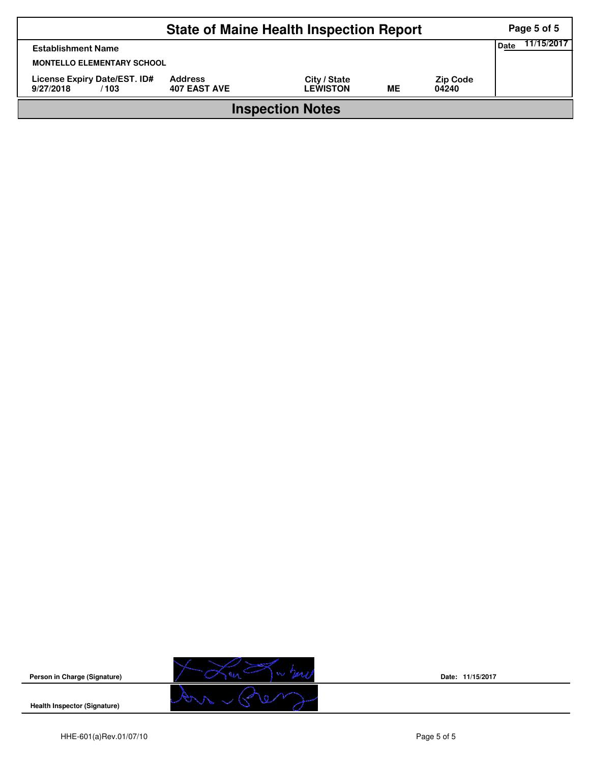# State of Maine Health Inspection Report

| | | | | | |
|---|---|---|---|---|---|
| **Establishment Name** | | | | | **Date** 11/15/2017 |
| **MONTELLO ELEMENTARY SCHOOL** | | | | | |
| **License Expiry Date/EST. ID#** 9/27/2018 / 103 | **Address** 407 EAST AVE | **City / State** LEWISTON | ME | **Zip Code** 04240 | |

## Inspection Notes

**Person in Charge (Signature)** Date: 11/15/2017

**Health Inspector (Signature)**

HHE-601(a)Rev.01/07/10